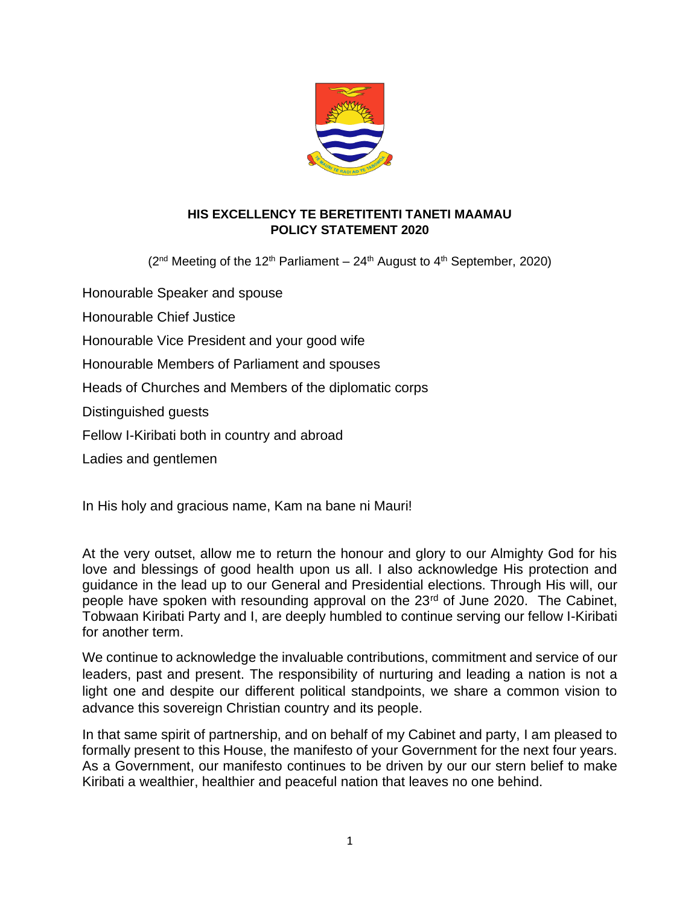**HIS EXCELLENCY TE BERETITENTI TANETI MAAMAU**
**POLICY STATEMENT 2020**

(2nd Meeting of the 12th Parliament – 24th August to 4th September, 2020)

Honourable Speaker and spouse

Honourable Chief Justice

Honourable Vice President and your good wife

Honourable Members of Parliament and spouses

Heads of Churches and Members of the diplomatic corps

Distinguished guests

Fellow I-Kiribati both in country and abroad

Ladies and gentlemen

In His holy and gracious name, Kam na bane ni Mauri!

At the very outset, allow me to return the honour and glory to our Almighty God for his love and blessings of good health upon us all. I also acknowledge His protection and guidance in the lead up to our General and Presidential elections. Through His will, our people have spoken with resounding approval on the 23rd of June 2020. The Cabinet, Tobwaan Kiribati Party and I, are deeply humbled to continue serving our fellow I-Kiribati for another term.

We continue to acknowledge the invaluable contributions, commitment and service of our leaders, past and present. The responsibility of nurturing and leading a nation is not a light one and despite our different political standpoints, we share a common vision to advance this sovereign Christian country and its people.

In that same spirit of partnership, and on behalf of my Cabinet and party, I am pleased to formally present to this House, the manifesto of your Government for the next four years. As a Government, our manifesto continues to be driven by our our stern belief to make Kiribati a wealthier, healthier and peaceful nation that leaves no one behind.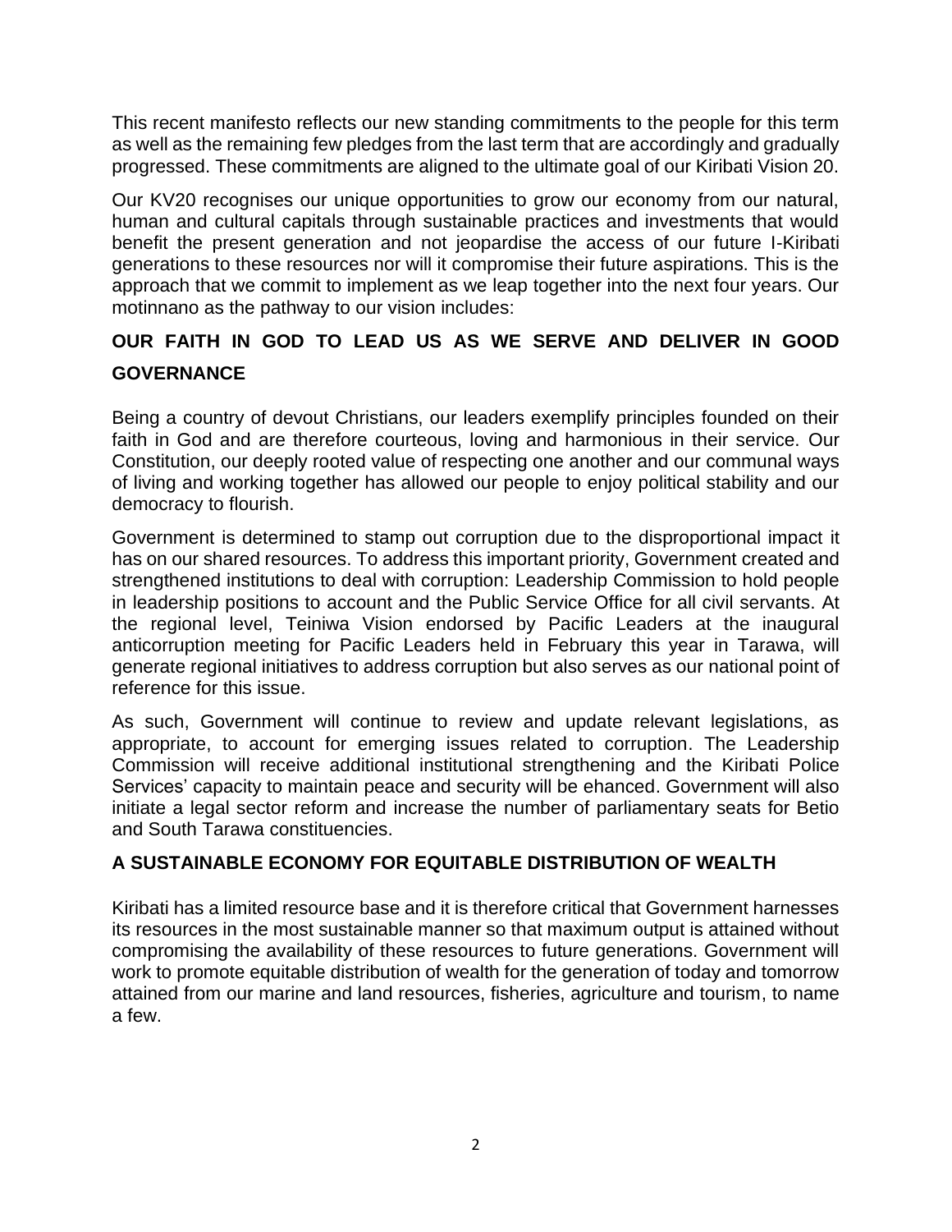This recent manifesto reflects our new standing commitments to the people for this term as well as the remaining few pledges from the last term that are accordingly and gradually progressed. These commitments are aligned to the ultimate goal of our Kiribati Vision 20.

Our KV20 recognises our unique opportunities to grow our economy from our natural, human and cultural capitals through sustainable practices and investments that would benefit the present generation and not jeopardise the access of our future I-Kiribati generations to these resources nor will it compromise their future aspirations. This is the approach that we commit to implement as we leap together into the next four years. Our motinnano as the pathway to our vision includes:

## OUR FAITH IN GOD TO LEAD US AS WE SERVE AND DELIVER IN GOOD GOVERNANCE

Being a country of devout Christians, our leaders exemplify principles founded on their faith in God and are therefore courteous, loving and harmonious in their service. Our Constitution, our deeply rooted value of respecting one another and our communal ways of living and working together has allowed our people to enjoy political stability and our democracy to flourish.

Government is determined to stamp out corruption due to the disproportional impact it has on our shared resources. To address this important priority, Government created and strengthened institutions to deal with corruption: Leadership Commission to hold people in leadership positions to account and the Public Service Office for all civil servants. At the regional level, Teiniwa Vision endorsed by Pacific Leaders at the inaugural anticorruption meeting for Pacific Leaders held in February this year in Tarawa, will generate regional initiatives to address corruption but also serves as our national point of reference for this issue.

As such, Government will continue to review and update relevant legislations, as appropriate, to account for emerging issues related to corruption. The Leadership Commission will receive additional institutional strengthening and the Kiribati Police Services' capacity to maintain peace and security will be ehanced. Government will also initiate a legal sector reform and increase the number of parliamentary seats for Betio and South Tarawa constituencies.

## A SUSTAINABLE ECONOMY FOR EQUITABLE DISTRIBUTION OF WEALTH

Kiribati has a limited resource base and it is therefore critical that Government harnesses its resources in the most sustainable manner so that maximum output is attained without compromising the availability of these resources to future generations. Government will work to promote equitable distribution of wealth for the generation of today and tomorrow attained from our marine and land resources, fisheries, agriculture and tourism, to name a few.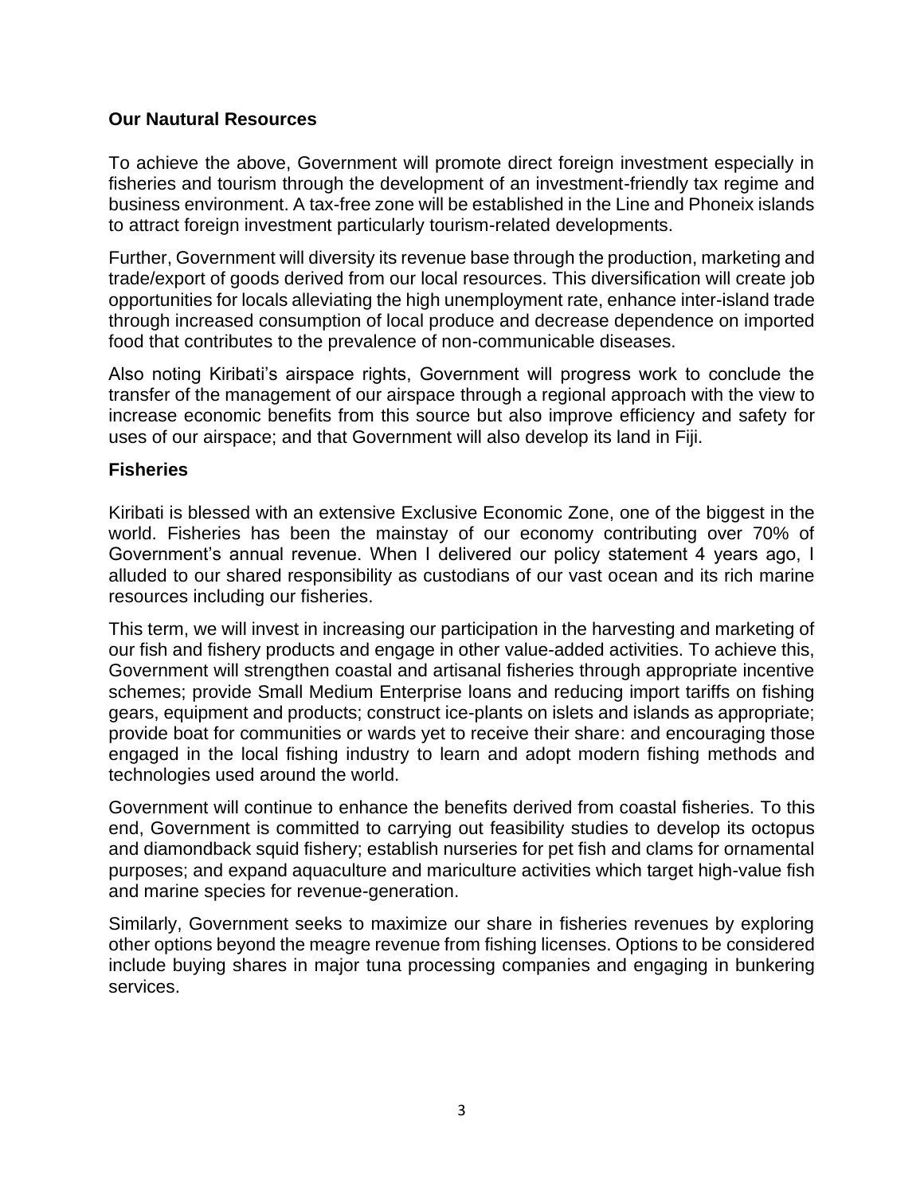**Our Nautural Resources**

To achieve the above, Government will promote direct foreign investment especially in fisheries and tourism through the development of an investment-friendly tax regime and business environment. A tax-free zone will be established in the Line and Phoneix islands to attract foreign investment particularly tourism-related developments.

Further, Government will diversity its revenue base through the production, marketing and trade/export of goods derived from our local resources. This diversification will create job opportunities for locals alleviating the high unemployment rate, enhance inter-island trade through increased consumption of local produce and decrease dependence on imported food that contributes to the prevalence of non-communicable diseases.

Also noting Kiribati's airspace rights, Government will progress work to conclude the transfer of the management of our airspace through a regional approach with the view to increase economic benefits from this source but also improve efficiency and safety for uses of our airspace; and that Government will also develop its land in Fiji.

**Fisheries**

Kiribati is blessed with an extensive Exclusive Economic Zone, one of the biggest in the world. Fisheries has been the mainstay of our economy contributing over 70% of Government's annual revenue. When I delivered our policy statement 4 years ago, I alluded to our shared responsibility as custodians of our vast ocean and its rich marine resources including our fisheries.

This term, we will invest in increasing our participation in the harvesting and marketing of our fish and fishery products and engage in other value-added activities. To achieve this, Government will strengthen coastal and artisanal fisheries through appropriate incentive schemes; provide Small Medium Enterprise loans and reducing import tariffs on fishing gears, equipment and products; construct ice-plants on islets and islands as appropriate; provide boat for communities or wards yet to receive their share: and encouraging those engaged in the local fishing industry to learn and adopt modern fishing methods and technologies used around the world.

Government will continue to enhance the benefits derived from coastal fisheries. To this end, Government is committed to carrying out feasibility studies to develop its octopus and diamondback squid fishery; establish nurseries for pet fish and clams for ornamental purposes; and expand aquaculture and mariculture activities which target high-value fish and marine species for revenue-generation.

Similarly, Government seeks to maximize our share in fisheries revenues by exploring other options beyond the meagre revenue from fishing licenses. Options to be considered include buying shares in major tuna processing companies and engaging in bunkering services.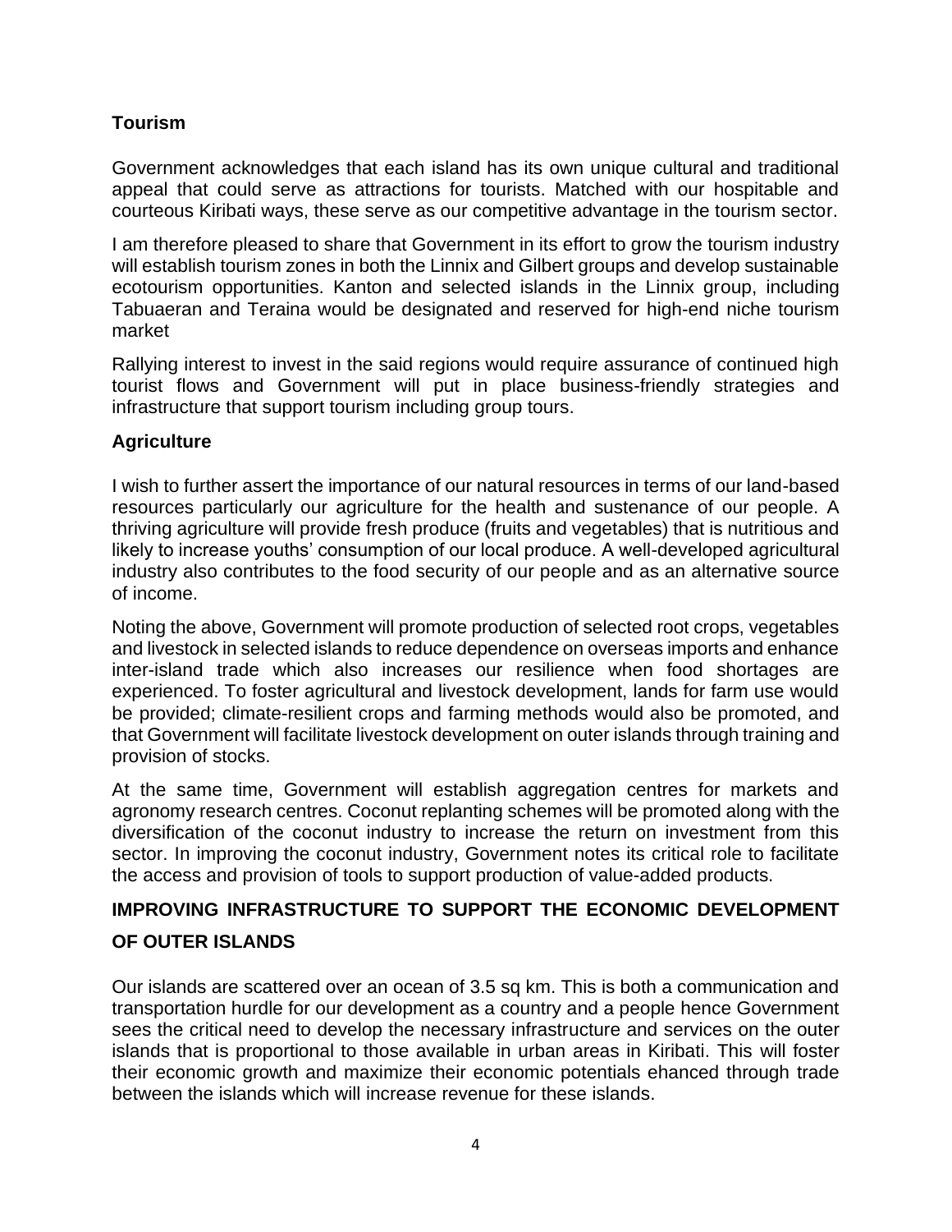### Tourism

Government acknowledges that each island has its own unique cultural and traditional appeal that could serve as attractions for tourists. Matched with our hospitable and courteous Kiribati ways, these serve as our competitive advantage in the tourism sector.

I am therefore pleased to share that Government in its effort to grow the tourism industry will establish tourism zones in both the Linnix and Gilbert groups and develop sustainable ecotourism opportunities. Kanton and selected islands in the Linnix group, including Tabuaeran and Teraina would be designated and reserved for high-end niche tourism market

Rallying interest to invest in the said regions would require assurance of continued high tourist flows and Government will put in place business-friendly strategies and infrastructure that support tourism including group tours.

### Agriculture

I wish to further assert the importance of our natural resources in terms of our land-based resources particularly our agriculture for the health and sustenance of our people. A thriving agriculture will provide fresh produce (fruits and vegetables) that is nutritious and likely to increase youths' consumption of our local produce. A well-developed agricultural industry also contributes to the food security of our people and as an alternative source of income.

Noting the above, Government will promote production of selected root crops, vegetables and livestock in selected islands to reduce dependence on overseas imports and enhance inter-island trade which also increases our resilience when food shortages are experienced. To foster agricultural and livestock development, lands for farm use would be provided; climate-resilient crops and farming methods would also be promoted, and that Government will facilitate livestock development on outer islands through training and provision of stocks.

At the same time, Government will establish aggregation centres for markets and agronomy research centres. Coconut replanting schemes will be promoted along with the diversification of the coconut industry to increase the return on investment from this sector. In improving the coconut industry, Government notes its critical role to facilitate the access and provision of tools to support production of value-added products.

## IMPROVING INFRASTRUCTURE TO SUPPORT THE ECONOMIC DEVELOPMENT OF OUTER ISLANDS

Our islands are scattered over an ocean of 3.5 sq km. This is both a communication and transportation hurdle for our development as a country and a people hence Government sees the critical need to develop the necessary infrastructure and services on the outer islands that is proportional to those available in urban areas in Kiribati. This will foster their economic growth and maximize their economic potentials ehanced through trade between the islands which will increase revenue for these islands.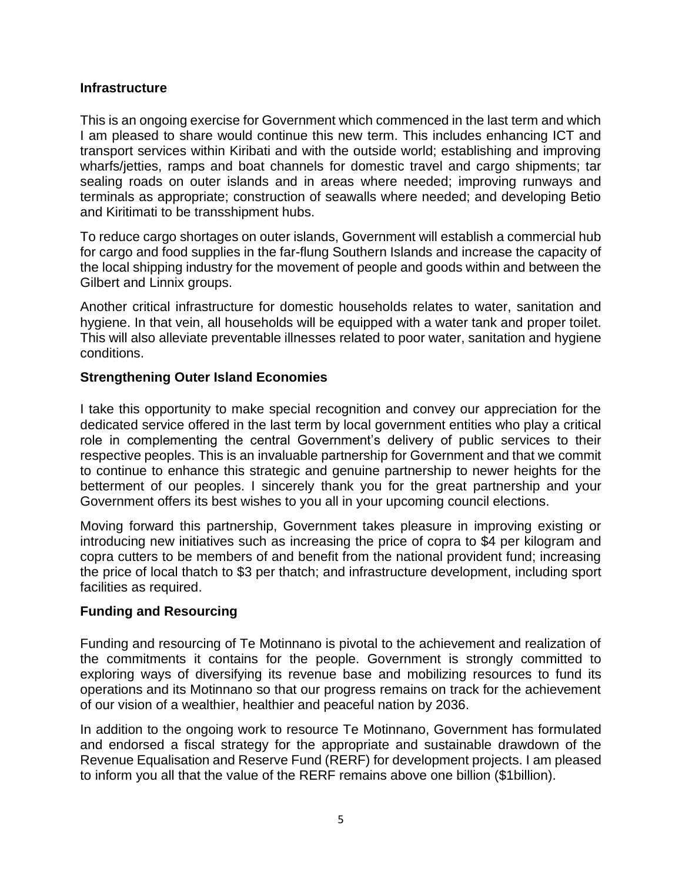## Infrastructure

This is an ongoing exercise for Government which commenced in the last term and which I am pleased to share would continue this new term. This includes enhancing ICT and transport services within Kiribati and with the outside world; establishing and improving wharfs/jetties, ramps and boat channels for domestic travel and cargo shipments; tar sealing roads on outer islands and in areas where needed; improving runways and terminals as appropriate; construction of seawalls where needed; and developing Betio and Kiritimati to be transshipment hubs.

To reduce cargo shortages on outer islands, Government will establish a commercial hub for cargo and food supplies in the far-flung Southern Islands and increase the capacity of the local shipping industry for the movement of people and goods within and between the Gilbert and Linnix groups.

Another critical infrastructure for domestic households relates to water, sanitation and hygiene. In that vein, all households will be equipped with a water tank and proper toilet. This will also alleviate preventable illnesses related to poor water, sanitation and hygiene conditions.

## Strengthening Outer Island Economies

I take this opportunity to make special recognition and convey our appreciation for the dedicated service offered in the last term by local government entities who play a critical role in complementing the central Government's delivery of public services to their respective peoples. This is an invaluable partnership for Government and that we commit to continue to enhance this strategic and genuine partnership to newer heights for the betterment of our peoples. I sincerely thank you for the great partnership and your Government offers its best wishes to you all in your upcoming council elections.

Moving forward this partnership, Government takes pleasure in improving existing or introducing new initiatives such as increasing the price of copra to $4 per kilogram and copra cutters to be members of and benefit from the national provident fund; increasing the price of local thatch to $3 per thatch; and infrastructure development, including sport facilities as required.

## Funding and Resourcing

Funding and resourcing of Te Motinnano is pivotal to the achievement and realization of the commitments it contains for the people. Government is strongly committed to exploring ways of diversifying its revenue base and mobilizing resources to fund its operations and its Motinnano so that our progress remains on track for the achievement of our vision of a wealthier, healthier and peaceful nation by 2036.

In addition to the ongoing work to resource Te Motinnano, Government has formulated and endorsed a fiscal strategy for the appropriate and sustainable drawdown of the Revenue Equalisation and Reserve Fund (RERF) for development projects. I am pleased to inform you all that the value of the RERF remains above one billion ($1billion).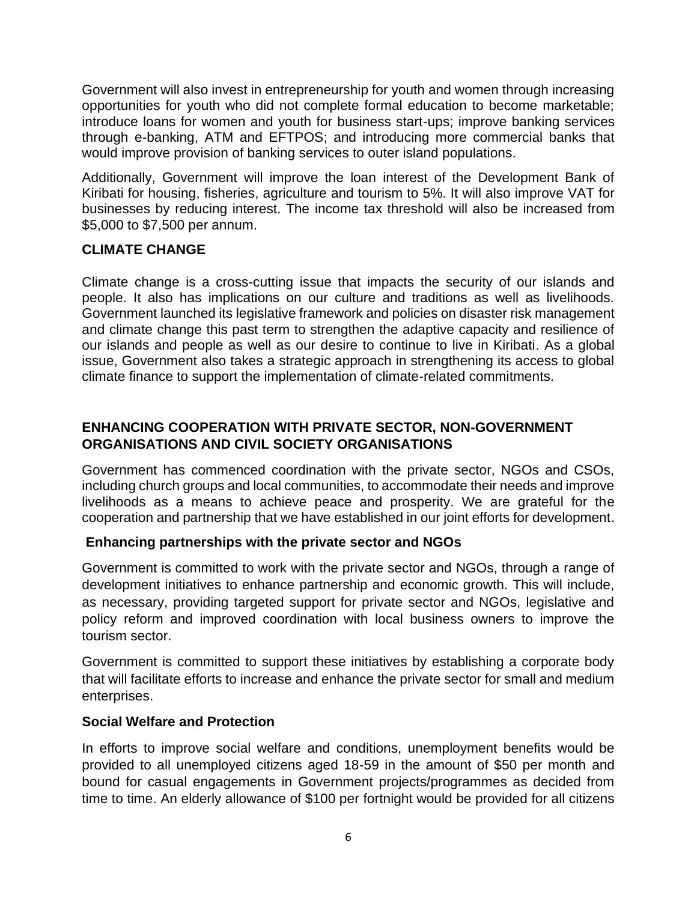Government will also invest in entrepreneurship for youth and women through increasing opportunities for youth who did not complete formal education to become marketable; introduce loans for women and youth for business start-ups; improve banking services through e-banking, ATM and EFTPOS; and introducing more commercial banks that would improve provision of banking services to outer island populations.

Additionally, Government will improve the loan interest of the Development Bank of Kiribati for housing, fisheries, agriculture and tourism to 5%. It will also improve VAT for businesses by reducing interest. The income tax threshold will also be increased from $5,000 to $7,500 per annum.

## CLIMATE CHANGE

Climate change is a cross-cutting issue that impacts the security of our islands and people. It also has implications on our culture and traditions as well as livelihoods. Government launched its legislative framework and policies on disaster risk management and climate change this past term to strengthen the adaptive capacity and resilience of our islands and people as well as our desire to continue to live in Kiribati. As a global issue, Government also takes a strategic approach in strengthening its access to global climate finance to support the implementation of climate-related commitments.

## ENHANCING COOPERATION WITH PRIVATE SECTOR, NON-GOVERNMENT ORGANISATIONS AND CIVIL SOCIETY ORGANISATIONS

Government has commenced coordination with the private sector, NGOs and CSOs, including church groups and local communities, to accommodate their needs and improve livelihoods as a means to achieve peace and prosperity. We are grateful for the cooperation and partnership that we have established in our joint efforts for development.

### Enhancing partnerships with the private sector and NGOs

Government is committed to work with the private sector and NGOs, through a range of development initiatives to enhance partnership and economic growth. This will include, as necessary, providing targeted support for private sector and NGOs, legislative and policy reform and improved coordination with local business owners to improve the tourism sector.

Government is committed to support these initiatives by establishing a corporate body that will facilitate efforts to increase and enhance the private sector for small and medium enterprises.

### Social Welfare and Protection

In efforts to improve social welfare and conditions, unemployment benefits would be provided to all unemployed citizens aged 18-59 in the amount of $50 per month and bound for casual engagements in Government projects/programmes as decided from time to time. An elderly allowance of $100 per fortnight would be provided for all citizens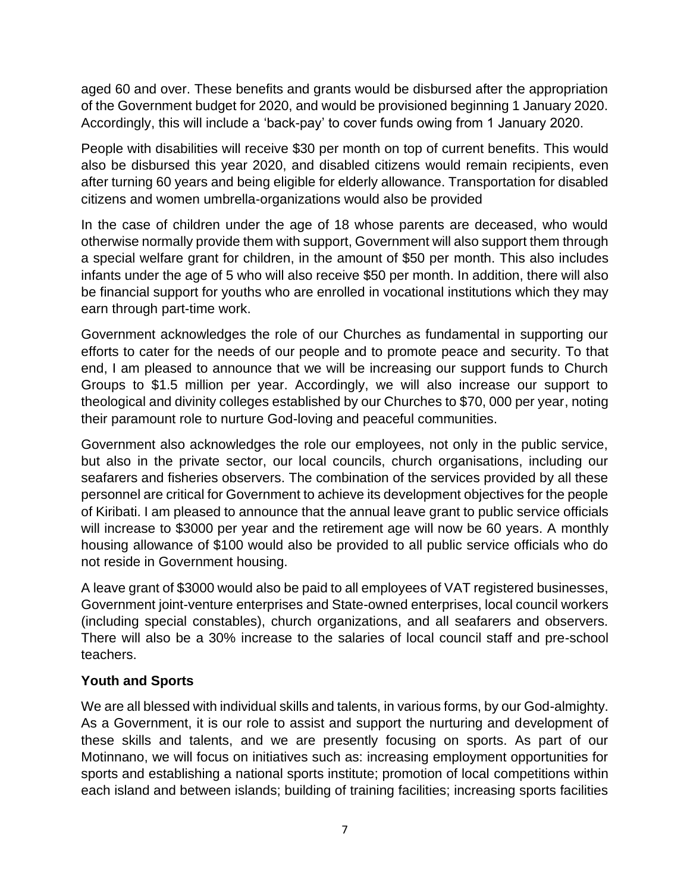aged 60 and over. These benefits and grants would be disbursed after the appropriation of the Government budget for 2020, and would be provisioned beginning 1 January 2020. Accordingly, this will include a 'back-pay' to cover funds owing from 1 January 2020.

People with disabilities will receive $30 per month on top of current benefits. This would also be disbursed this year 2020, and disabled citizens would remain recipients, even after turning 60 years and being eligible for elderly allowance. Transportation for disabled citizens and women umbrella-organizations would also be provided

In the case of children under the age of 18 whose parents are deceased, who would otherwise normally provide them with support, Government will also support them through a special welfare grant for children, in the amount of $50 per month. This also includes infants under the age of 5 who will also receive $50 per month. In addition, there will also be financial support for youths who are enrolled in vocational institutions which they may earn through part-time work.

Government acknowledges the role of our Churches as fundamental in supporting our efforts to cater for the needs of our people and to promote peace and security. To that end, I am pleased to announce that we will be increasing our support funds to Church Groups to $1.5 million per year. Accordingly, we will also increase our support to theological and divinity colleges established by our Churches to $70, 000 per year, noting their paramount role to nurture God-loving and peaceful communities.

Government also acknowledges the role our employees, not only in the public service, but also in the private sector, our local councils, church organisations, including our seafarers and fisheries observers. The combination of the services provided by all these personnel are critical for Government to achieve its development objectives for the people of Kiribati. I am pleased to announce that the annual leave grant to public service officials will increase to $3000 per year and the retirement age will now be 60 years. A monthly housing allowance of $100 would also be provided to all public service officials who do not reside in Government housing.

A leave grant of $3000 would also be paid to all employees of VAT registered businesses, Government joint-venture enterprises and State-owned enterprises, local council workers (including special constables), church organizations, and all seafarers and observers. There will also be a 30% increase to the salaries of local council staff and pre-school teachers.

**Youth and Sports**

We are all blessed with individual skills and talents, in various forms, by our God-almighty. As a Government, it is our role to assist and support the nurturing and development of these skills and talents, and we are presently focusing on sports. As part of our Motinnano, we will focus on initiatives such as: increasing employment opportunities for sports and establishing a national sports institute; promotion of local competitions within each island and between islands; building of training facilities; increasing sports facilities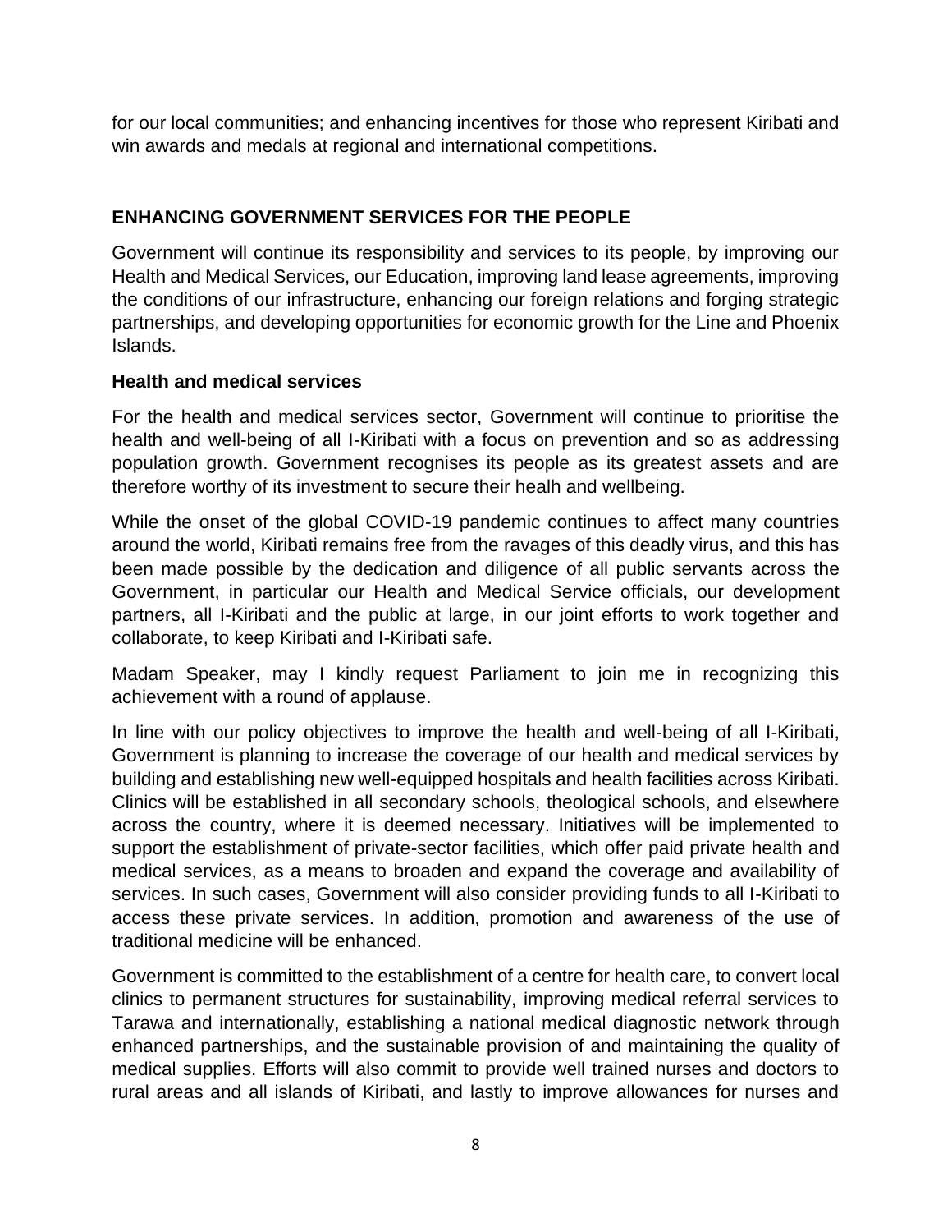for our local communities; and enhancing incentives for those who represent Kiribati and win awards and medals at regional and international competitions.

## ENHANCING GOVERNMENT SERVICES FOR THE PEOPLE

Government will continue its responsibility and services to its people, by improving our Health and Medical Services, our Education, improving land lease agreements, improving the conditions of our infrastructure, enhancing our foreign relations and forging strategic partnerships, and developing opportunities for economic growth for the Line and Phoenix Islands.

### Health and medical services

For the health and medical services sector, Government will continue to prioritise the health and well-being of all I-Kiribati with a focus on prevention and so as addressing population growth. Government recognises its people as its greatest assets and are therefore worthy of its investment to secure their healh and wellbeing.

While the onset of the global COVID-19 pandemic continues to affect many countries around the world, Kiribati remains free from the ravages of this deadly virus, and this has been made possible by the dedication and diligence of all public servants across the Government, in particular our Health and Medical Service officials, our development partners, all I-Kiribati and the public at large, in our joint efforts to work together and collaborate, to keep Kiribati and I-Kiribati safe.

Madam Speaker, may I kindly request Parliament to join me in recognizing this achievement with a round of applause.

In line with our policy objectives to improve the health and well-being of all I-Kiribati, Government is planning to increase the coverage of our health and medical services by building and establishing new well-equipped hospitals and health facilities across Kiribati. Clinics will be established in all secondary schools, theological schools, and elsewhere across the country, where it is deemed necessary. Initiatives will be implemented to support the establishment of private-sector facilities, which offer paid private health and medical services, as a means to broaden and expand the coverage and availability of services. In such cases, Government will also consider providing funds to all I-Kiribati to access these private services. In addition, promotion and awareness of the use of traditional medicine will be enhanced.

Government is committed to the establishment of a centre for health care, to convert local clinics to permanent structures for sustainability, improving medical referral services to Tarawa and internationally, establishing a national medical diagnostic network through enhanced partnerships, and the sustainable provision of and maintaining the quality of medical supplies. Efforts will also commit to provide well trained nurses and doctors to rural areas and all islands of Kiribati, and lastly to improve allowances for nurses and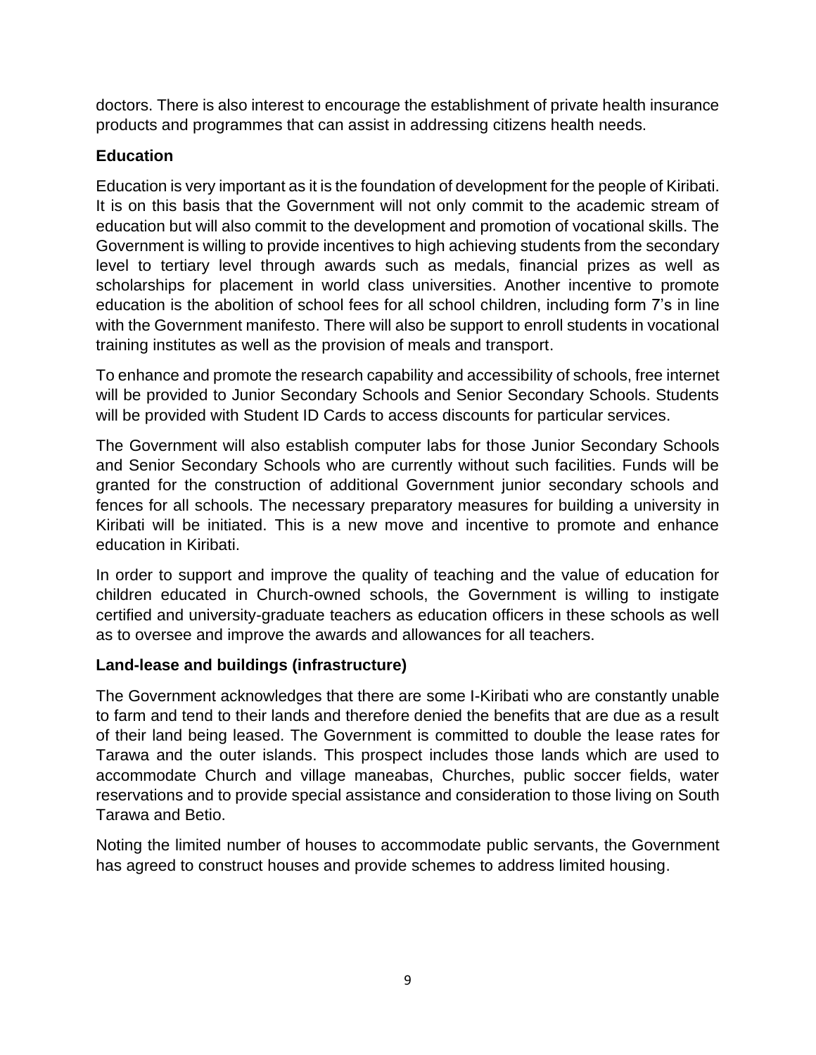doctors. There is also interest to encourage the establishment of private health insurance products and programmes that can assist in addressing citizens health needs.

### Education

Education is very important as it is the foundation of development for the people of Kiribati. It is on this basis that the Government will not only commit to the academic stream of education but will also commit to the development and promotion of vocational skills. The Government is willing to provide incentives to high achieving students from the secondary level to tertiary level through awards such as medals, financial prizes as well as scholarships for placement in world class universities. Another incentive to promote education is the abolition of school fees for all school children, including form 7's in line with the Government manifesto. There will also be support to enroll students in vocational training institutes as well as the provision of meals and transport.

To enhance and promote the research capability and accessibility of schools, free internet will be provided to Junior Secondary Schools and Senior Secondary Schools. Students will be provided with Student ID Cards to access discounts for particular services.

The Government will also establish computer labs for those Junior Secondary Schools and Senior Secondary Schools who are currently without such facilities. Funds will be granted for the construction of additional Government junior secondary schools and fences for all schools. The necessary preparatory measures for building a university in Kiribati will be initiated. This is a new move and incentive to promote and enhance education in Kiribati.

In order to support and improve the quality of teaching and the value of education for children educated in Church-owned schools, the Government is willing to instigate certified and university-graduate teachers as education officers in these schools as well as to oversee and improve the awards and allowances for all teachers.

### Land-lease and buildings (infrastructure)

The Government acknowledges that there are some I-Kiribati who are constantly unable to farm and tend to their lands and therefore denied the benefits that are due as a result of their land being leased. The Government is committed to double the lease rates for Tarawa and the outer islands. This prospect includes those lands which are used to accommodate Church and village maneabas, Churches, public soccer fields, water reservations and to provide special assistance and consideration to those living on South Tarawa and Betio.

Noting the limited number of houses to accommodate public servants, the Government has agreed to construct houses and provide schemes to address limited housing.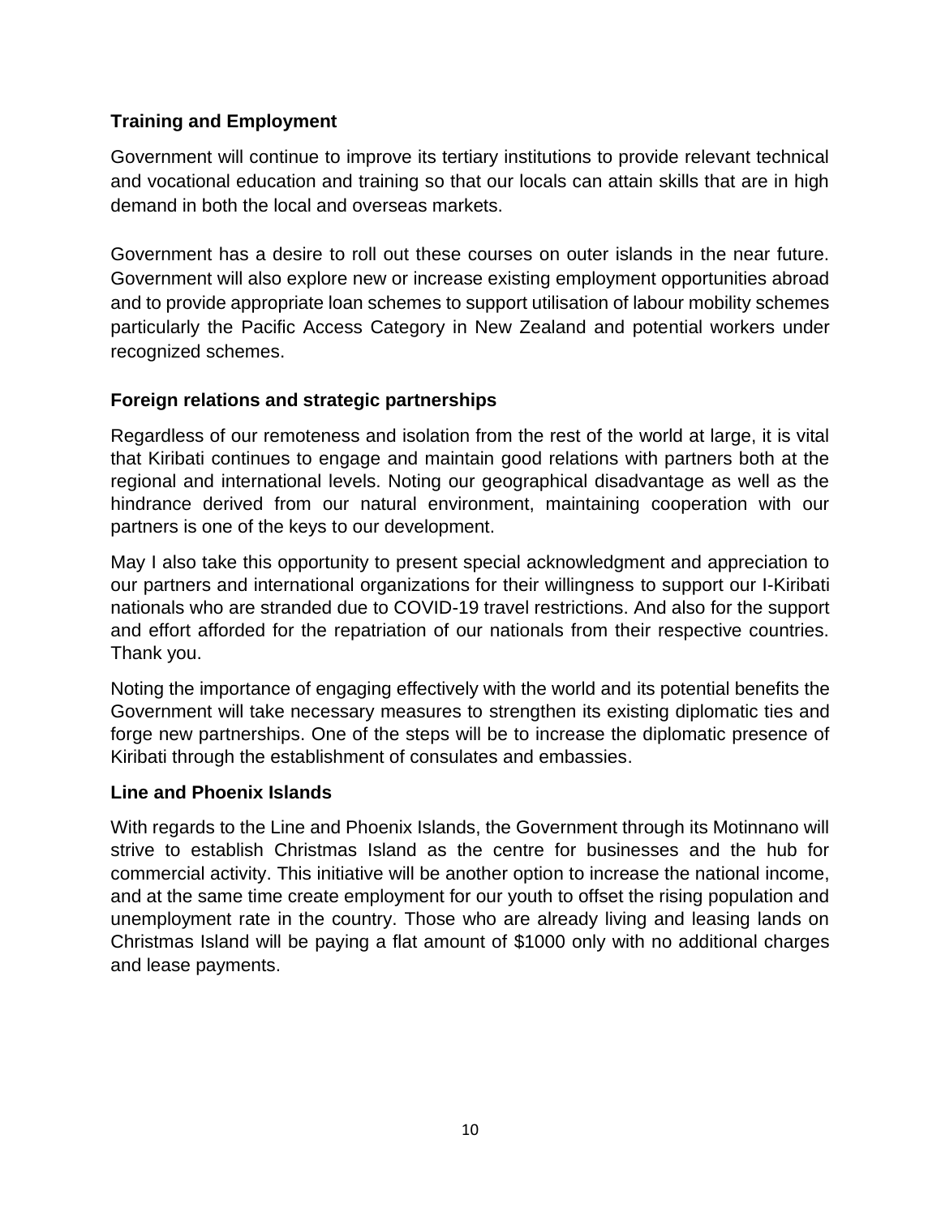### Training and Employment

Government will continue to improve its tertiary institutions to provide relevant technical and vocational education and training so that our locals can attain skills that are in high demand in both the local and overseas markets.

Government has a desire to roll out these courses on outer islands in the near future. Government will also explore new or increase existing employment opportunities abroad and to provide appropriate loan schemes to support utilisation of labour mobility schemes particularly the Pacific Access Category in New Zealand and potential workers under recognized schemes.

### Foreign relations and strategic partnerships

Regardless of our remoteness and isolation from the rest of the world at large, it is vital that Kiribati continues to engage and maintain good relations with partners both at the regional and international levels. Noting our geographical disadvantage as well as the hindrance derived from our natural environment, maintaining cooperation with our partners is one of the keys to our development.

May I also take this opportunity to present special acknowledgment and appreciation to our partners and international organizations for their willingness to support our I-Kiribati nationals who are stranded due to COVID-19 travel restrictions. And also for the support and effort afforded for the repatriation of our nationals from their respective countries. Thank you.

Noting the importance of engaging effectively with the world and its potential benefits the Government will take necessary measures to strengthen its existing diplomatic ties and forge new partnerships. One of the steps will be to increase the diplomatic presence of Kiribati through the establishment of consulates and embassies.

### Line and Phoenix Islands

With regards to the Line and Phoenix Islands, the Government through its Motinnano will strive to establish Christmas Island as the centre for businesses and the hub for commercial activity. This initiative will be another option to increase the national income, and at the same time create employment for our youth to offset the rising population and unemployment rate in the country. Those who are already living and leasing lands on Christmas Island will be paying a flat amount of $1000 only with no additional charges and lease payments.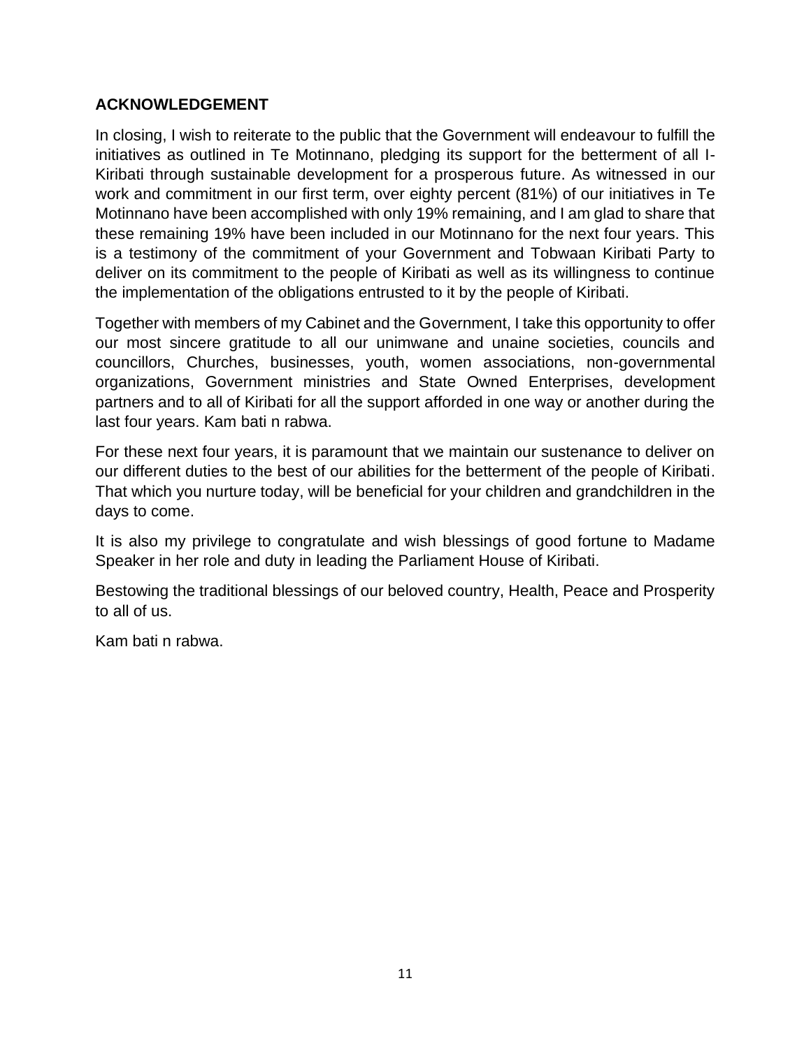## ACKNOWLEDGEMENT

In closing, I wish to reiterate to the public that the Government will endeavour to fulfill the initiatives as outlined in Te Motinnano, pledging its support for the betterment of all I-Kiribati through sustainable development for a prosperous future. As witnessed in our work and commitment in our first term, over eighty percent (81%) of our initiatives in Te Motinnano have been accomplished with only 19% remaining, and I am glad to share that these remaining 19% have been included in our Motinnano for the next four years. This is a testimony of the commitment of your Government and Tobwaan Kiribati Party to deliver on its commitment to the people of Kiribati as well as its willingness to continue the implementation of the obligations entrusted to it by the people of Kiribati.

Together with members of my Cabinet and the Government, I take this opportunity to offer our most sincere gratitude to all our unimwane and unaine societies, councils and councillors, Churches, businesses, youth, women associations, non-governmental organizations, Government ministries and State Owned Enterprises, development partners and to all of Kiribati for all the support afforded in one way or another during the last four years. Kam bati n rabwa.

For these next four years, it is paramount that we maintain our sustenance to deliver on our different duties to the best of our abilities for the betterment of the people of Kiribati. That which you nurture today, will be beneficial for your children and grandchildren in the days to come.

It is also my privilege to congratulate and wish blessings of good fortune to Madame Speaker in her role and duty in leading the Parliament House of Kiribati.

Bestowing the traditional blessings of our beloved country, Health, Peace and Prosperity to all of us.

Kam bati n rabwa.